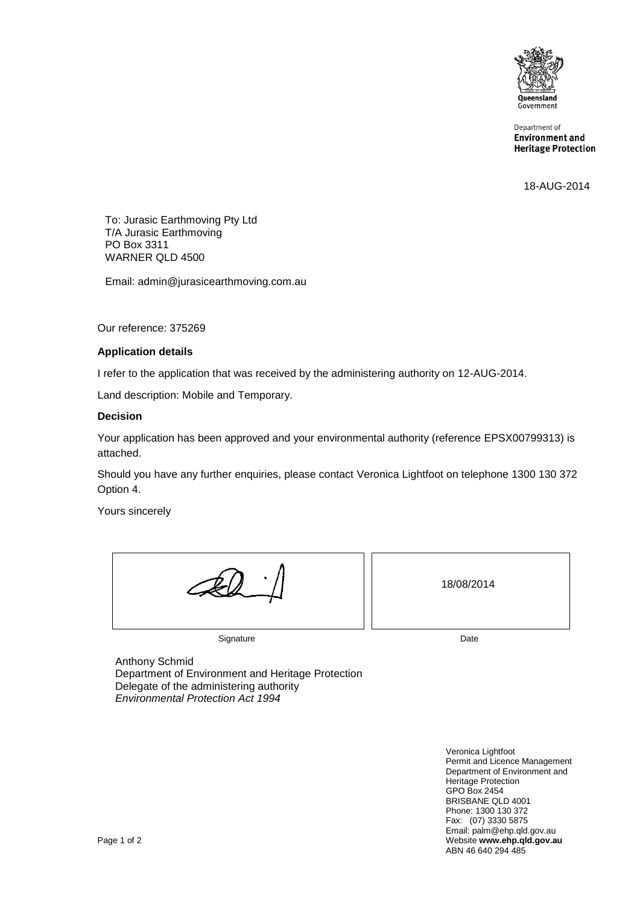Department of
**Environment and**
**Heritage Protection**

18-AUG-2014

To: Jurasic Earthmoving Pty Ltd
T/A Jurasic Earthmoving
PO Box 3311
WARNER QLD 4500

Email: admin@jurasicearthmoving.com.au

Our reference: 375269

**Application details**

I refer to the application that was received by the administering authority on 12-AUG-2014.

Land description: Mobile and Temporary.

**Decision**

Your application has been approved and your environmental authority (reference EPSX00799313) is attached.

Should you have any further enquiries, please contact Veronica Lightfoot on telephone 1300 130 372 Option 4.

Yours sincerely

| Signature | Date |
|---|---|
| [signature] | 18/08/2014 |

Anthony Schmid
Department of Environment and Heritage Protection
Delegate of the administering authority
*Environmental Protection Act 1994*

Veronica Lightfoot
Permit and Licence Management
Department of Environment and Heritage Protection
GPO Box 2454
BRISBANE QLD 4001
Phone: 1300 130 372
Fax: (07) 3330 5875
Email: palm@ehp.qld.gov.au
Website **www.ehp.qld.gov.au**
ABN 46 640 294 485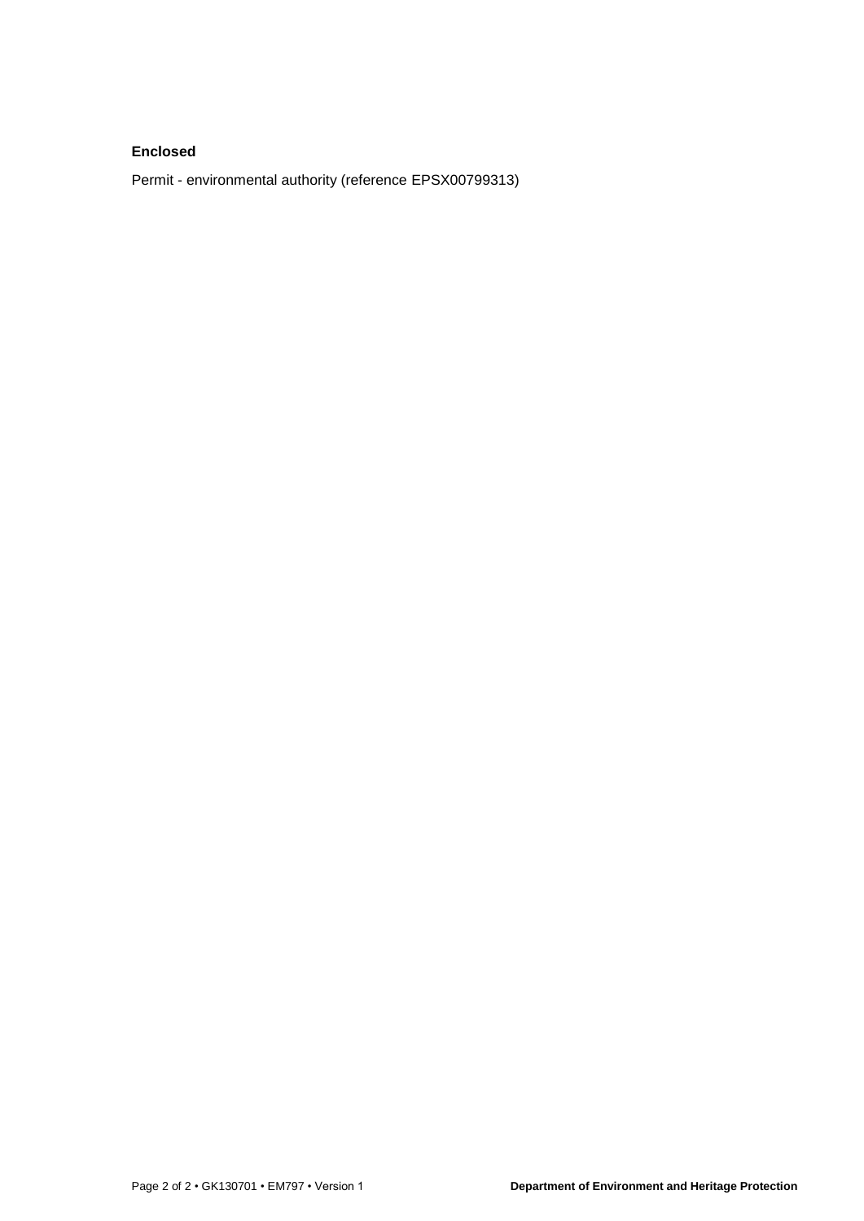**Enclosed**

Permit - environmental authority (reference EPSX00799313)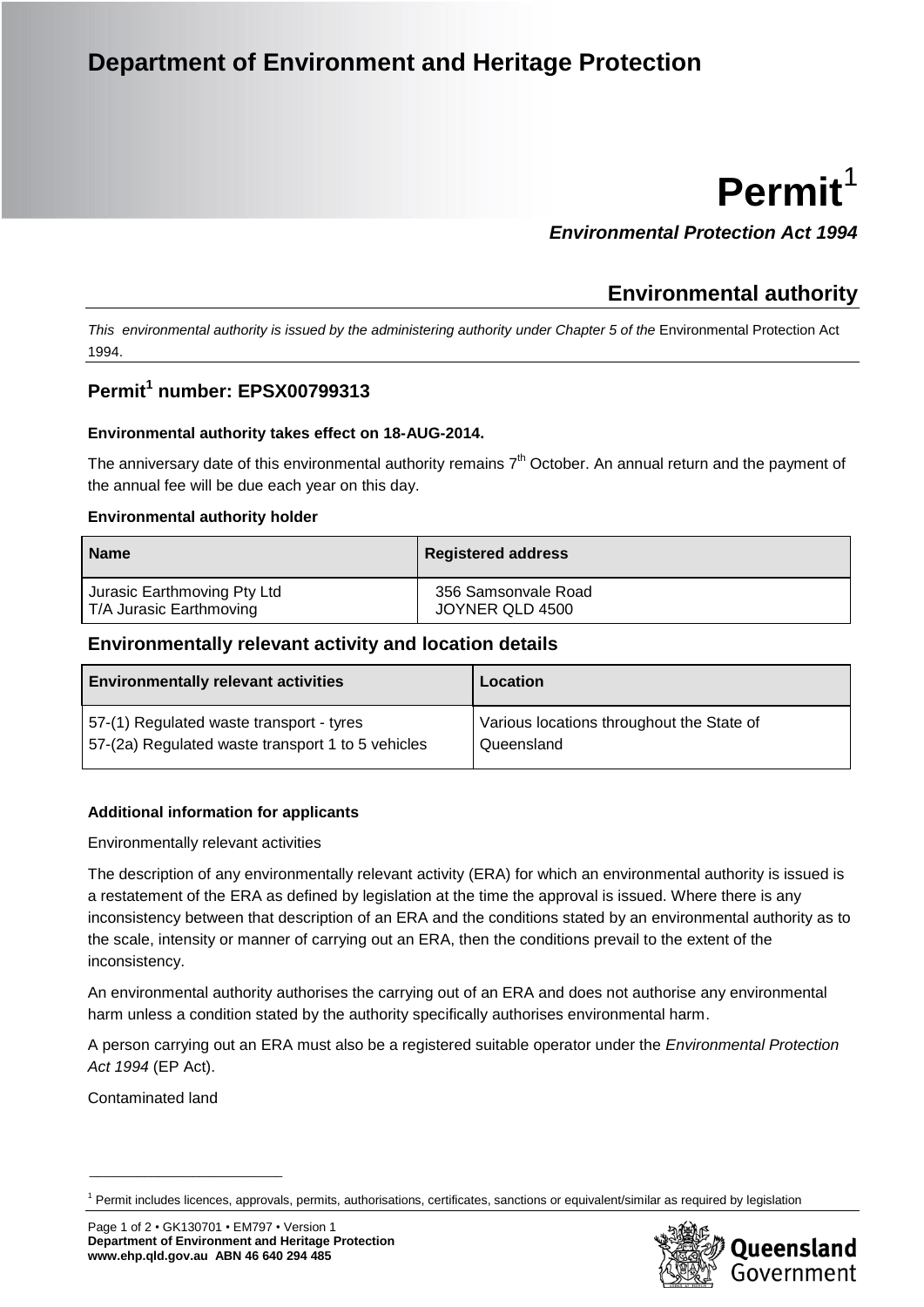## Department of Environment and Heritage Protection

# Permit[1]

***Environmental Protection Act 1994***

## Environmental authority

*This environmental authority is issued by the administering authority under Chapter 5 of the* Environmental Protection Act 1994.

### Permit[1] number: EPSX00799313

**Environmental authority takes effect on 18-AUG-2014.**

The anniversary date of this environmental authority remains 7th October. An annual return and the payment of the annual fee will be due each year on this day.

**Environmental authority holder**

| Name | Registered address |
|---|---|
| Jurasic Earthmoving Pty Ltd<br>T/A Jurasic Earthmoving | 356 Samsonvale Road<br>JOYNER QLD 4500 |

### Environmentally relevant activity and location details

| Environmentally relevant activities | Location |
|---|---|
| 57-(1) Regulated waste transport - tyres<br>57-(2a) Regulated waste transport 1 to 5 vehicles | Various locations throughout the State of Queensland |

**Additional information for applicants**

Environmentally relevant activities

The description of any environmentally relevant activity (ERA) for which an environmental authority is issued is a restatement of the ERA as defined by legislation at the time the approval is issued. Where there is any inconsistency between that description of an ERA and the conditions stated by an environmental authority as to the scale, intensity or manner of carrying out an ERA, then the conditions prevail to the extent of the inconsistency.

An environmental authority authorises the carrying out of an ERA and does not authorise any environmental harm unless a condition stated by the authority specifically authorises environmental harm.

A person carrying out an ERA must also be a registered suitable operator under the *Environmental Protection Act 1994* (EP Act).

Contaminated land

[1] Permit includes licences, approvals, permits, authorisations, certificates, sanctions or equivalent/similar as required by legislation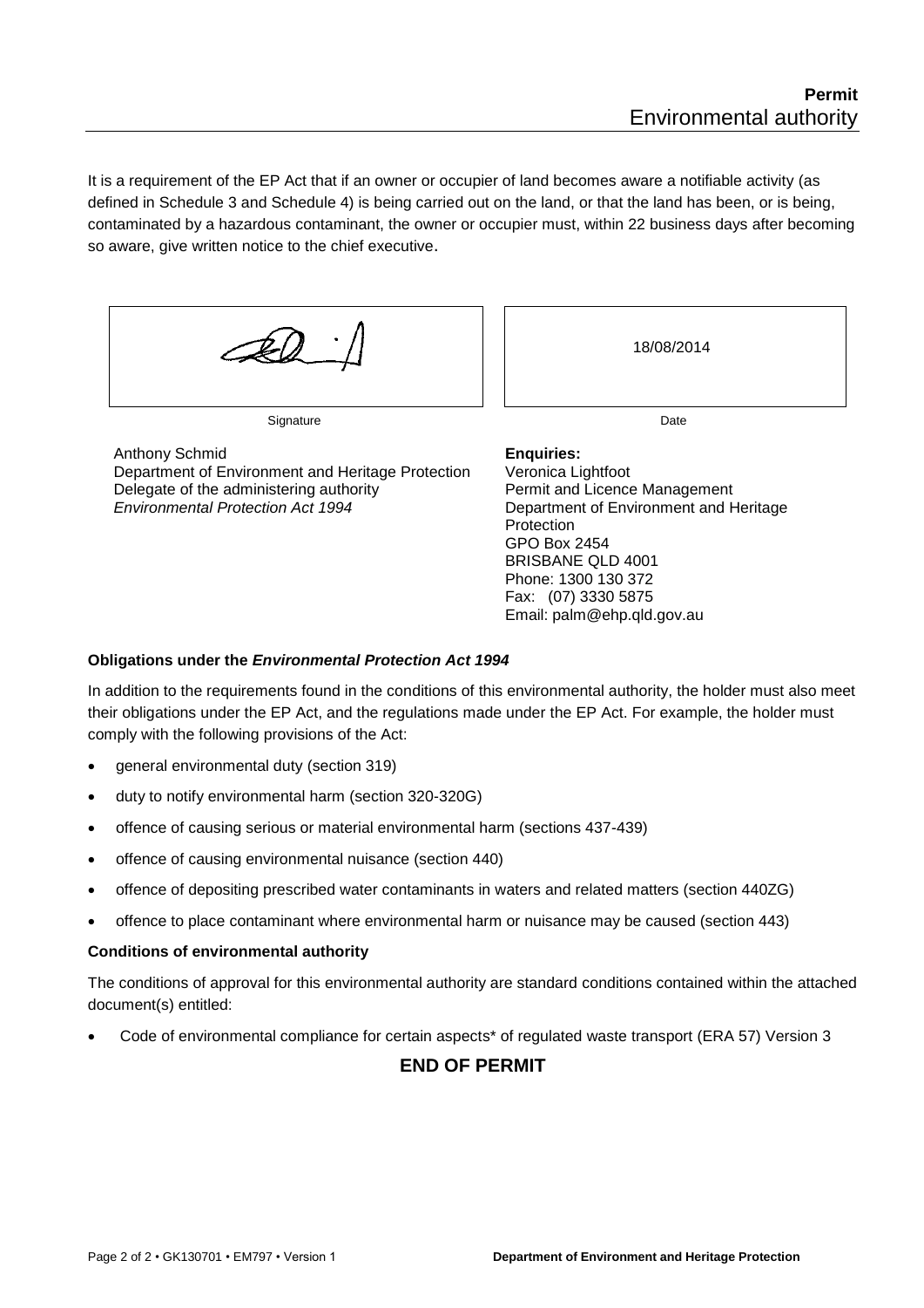It is a requirement of the EP Act that if an owner or occupier of land becomes aware a notifiable activity (as defined in Schedule 3 and Schedule 4) is being carried out on the land, or that the land has been, or is being, contaminated by a hazardous contaminant, the owner or occupier must, within 22 business days after becoming so aware, give written notice to the chief executive.

| Signature | Date |
| --- | --- |
| | 18/08/2014 |

Anthony Schmid
Department of Environment and Heritage Protection
Delegate of the administering authority
*Environmental Protection Act 1994*

**Enquiries:**
Veronica Lightfoot
Permit and Licence Management
Department of Environment and Heritage Protection
GPO Box 2454
BRISBANE QLD 4001
Phone: 1300 130 372
Fax: (07) 3330 5875
Email: palm@ehp.qld.gov.au

**Obligations under the *Environmental Protection Act 1994***

In addition to the requirements found in the conditions of this environmental authority, the holder must also meet their obligations under the EP Act, and the regulations made under the EP Act. For example, the holder must comply with the following provisions of the Act:

- general environmental duty (section 319)
- duty to notify environmental harm (section 320-320G)
- offence of causing serious or material environmental harm (sections 437-439)
- offence of causing environmental nuisance (section 440)
- offence of depositing prescribed water contaminants in waters and related matters (section 440ZG)
- offence to place contaminant where environmental harm or nuisance may be caused (section 443)

**Conditions of environmental authority**

The conditions of approval for this environmental authority are standard conditions contained within the attached document(s) entitled:

- Code of environmental compliance for certain aspects* of regulated waste transport (ERA 57) Version 3

## END OF PERMIT